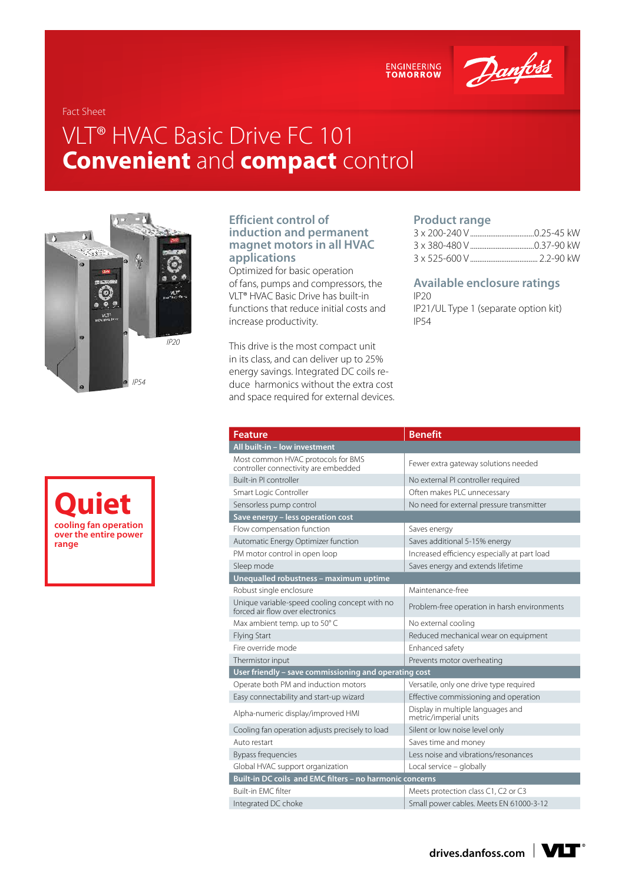ENGINEERING TOMORROW

Danfoss

Fact Sheet

# VLT® HVAC Basic Drive FC 101 **Convenient** and **compact** control

IP20

IP54

## Efficient control of induction and permanent magnet motors in all HVAC applications

Optimized for basic operation of fans, pumps and compressors, the VLT® HVAC Basic Drive has built-in functions that reduce initial costs and increase productivity.

This drive is the most compact unit in its class, and can deliver up to 25% energy savings. Integrated DC coils reduce harmonics without the extra cost and space required for external devices.

## Product range

3 x 200-240 V .................................0.25-45 kW
3 x 380-480 V .................................0.37-90 kW
3 x 525-600 V ................................. 2.2-90 kW

## Available enclosure ratings

IP20
IP21/UL Type 1 (separate option kit)
IP54

**Quiet**
**cooling fan operation over the entire power range**

| Feature | Benefit |
|---|---|
| **All built-in – low investment** | |
| Most common HVAC protocols for BMS controller connectivity are embedded | Fewer extra gateway solutions needed |
| Built-in PI controller | No external PI controller required |
| Smart Logic Controller | Often makes PLC unnecessary |
| Sensorless pump control | No need for external pressure transmitter |
| **Save energy – less operation cost** | |
| Flow compensation function | Saves energy |
| Automatic Energy Optimizer function | Saves additional 5-15% energy |
| PM motor control in open loop | Increased efficiency especially at part load |
| Sleep mode | Saves energy and extends lifetime |
| **Unequalled robustness – maximum uptime** | |
| Robust single enclosure | Maintenance-free |
| Unique variable-speed cooling concept with no forced air flow over electronics | Problem-free operation in harsh environments |
| Max ambient temp. up to 50° C | No external cooling |
| Flying Start | Reduced mechanical wear on equipment |
| Fire override mode | Enhanced safety |
| Thermistor input | Prevents motor overheating |
| **User friendly – save commissioning and operating cost** | |
| Operate both PM and induction motors | Versatile, only one drive type required |
| Easy connectability and start-up wizard | Effective commissioning and operation |
| Alpha-numeric display/improved HMI | Display in multiple languages and metric/imperial units |
| Cooling fan operation adjusts precisely to load | Silent or low noise level only |
| Auto restart | Saves time and money |
| Bypass frequencies | Less noise and vibrations/resonances |
| Global HVAC support organization | Local service – globally |
| **Built-in DC coils and EMC filters – no harmonic concerns** | |
| Built-in EMC filter | Meets protection class C1, C2 or C3 |
| Integrated DC choke | Small power cables. Meets EN 61000-3-12 |

drives.danfoss.com | VLT®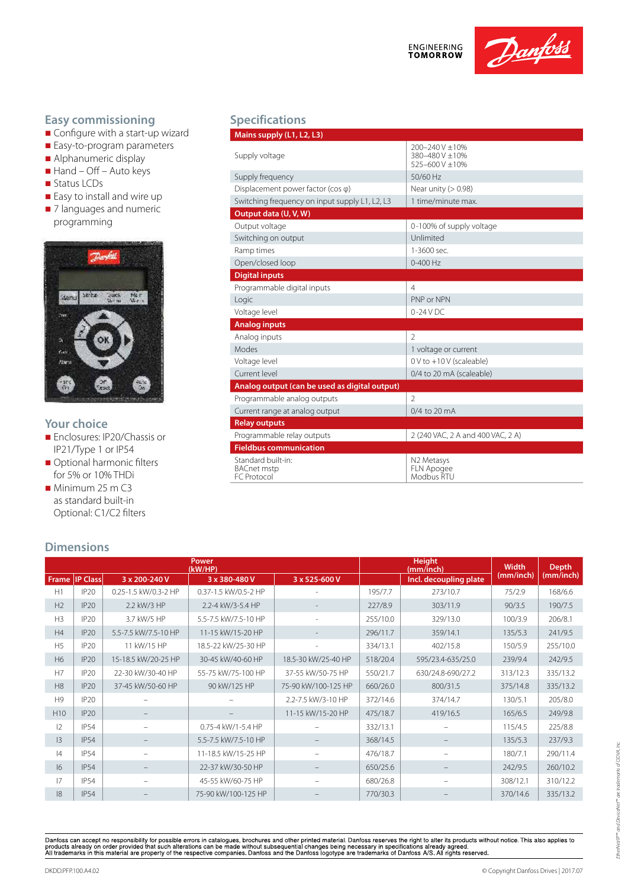## Easy commissioning

- Configure with a start-up wizard
- Easy-to-program parameters
- Alphanumeric display
- Hand – Off – Auto keys
- Status LCDs
- Easy to install and wire up
- 7 languages and numeric programming

## Your choice

- Enclosures: IP20/Chassis or IP21/Type 1 or IP54
- Optional harmonic filters for 5% or 10% THDi
- Minimum 25 m C3 as standard built-in Optional: C1/C2 filters

## Specifications

| Mains supply (L1, L2, L3) | |
|---|---|
| Supply voltage | 200–240 V ±10%<br>380–480 V ±10%<br>525–600 V ±10% |
| Supply frequency | 50/60 Hz |
| Displacement power factor (cos φ) | Near unity (> 0.98) |
| Switching frequency on input supply L1, L2, L3 | 1 time/minute max. |
| **Output data (U, V, W)** | |
| Output voltage | 0-100% of supply voltage |
| Switching on output | Unlimited |
| Ramp times | 1-3600 sec. |
| Open/closed loop | 0-400 Hz |
| **Digital inputs** | |
| Programmable digital inputs | 4 |
| Logic | PNP or NPN |
| Voltage level | 0-24 V DC |
| **Analog inputs** | |
| Analog inputs | 2 |
| Modes | 1 voltage or current |
| Voltage level | 0 V to +10 V (scaleable) |
| Current level | 0/4 to 20 mA (scaleable) |
| **Analog output (can be used as digital output)** | |
| Programmable analog outputs | 2 |
| Current range at analog output | 0/4 to 20 mA |
| **Relay outputs** | |
| Programmable relay outputs | 2 (240 VAC, 2 A and 400 VAC, 2 A) |
| **Fieldbus communication** | |
| Standard built-in:<br>BACnet mstp<br>FC Protocol | N2 Metasys<br>FLN Apogee<br>Modbus RTU |

## Dimensions

| | | Power (kW/HP) | | | Height (mm/inch) | | Width (mm/inch) | Depth (mm/inch) |
|---|---|---|---|---|---|---|---|---|
| Frame | IP Class | 3 x 200-240 V | 3 x 380-480 V | 3 x 525-600 V | | Incl. decoupling plate | | |
| H1 | IP20 | 0.25-1.5 kW/0.3-2 HP | 0.37-1.5 kW/0.5-2 HP | - | 195/7.7 | 273/10.7 | 75/2.9 | 168/6.6 |
| H2 | IP20 | 2.2 kW/3 HP | 2.2-4 kW/3-5.4 HP | - | 227/8.9 | 303/11.9 | 90/3.5 | 190/7.5 |
| H3 | IP20 | 3.7 kW/5 HP | 5.5-7.5 kW/7.5-10 HP | - | 255/10.0 | 329/13.0 | 100/3.9 | 206/8.1 |
| H4 | IP20 | 5.5-7.5 kW/7.5-10 HP | 11-15 kW/15-20 HP | - | 296/11.7 | 359/14.1 | 135/5.3 | 241/9.5 |
| H5 | IP20 | 11 kW/15 HP | 18.5-22 kW/25-30 HP | - | 334/13.1 | 402/15.8 | 150/5.9 | 255/10.0 |
| H6 | IP20 | 15-18.5 kW/20-25 HP | 30-45 kW/40-60 HP | 18.5-30 kW/25-40 HP | 518/20.4 | 595/23.4-635/25.0 | 239/9.4 | 242/9.5 |
| H7 | IP20 | 22-30 kW/30-40 HP | 55-75 kW/75-100 HP | 37-55 kW/50-75 HP | 550/21.7 | 630/24.8-690/27.2 | 313/12.3 | 335/13.2 |
| H8 | IP20 | 37-45 kW/50-60 HP | 90 kW/125 HP | 75-90 kW/100-125 HP | 660/26.0 | 800/31.5 | 375/14.8 | 335/13.2 |
| H9 | IP20 | – | – | 2.2-7.5 kW/3-10 HP | 372/14.6 | 374/14.7 | 130/5.1 | 205/8.0 |
| H10 | IP20 | – | – | 11-15 kW/15-20 HP | 475/18.7 | 419/16.5 | 165/6.5 | 249/9.8 |
| I2 | IP54 | – | 0.75-4 kW/1-5.4 HP | – | 332/13.1 | – | 115/4.5 | 225/8.8 |
| I3 | IP54 | – | 5.5-7.5 kW/7.5-10 HP | – | 368/14.5 | – | 135/5.3 | 237/9.3 |
| I4 | IP54 | – | 11-18.5 kW/15-25 HP | – | 476/18.7 | – | 180/7.1 | 290/11.4 |
| I6 | IP54 | – | 22-37 kW/30-50 HP | – | 650/25.6 | – | 242/9.5 | 260/10.2 |
| I7 | IP54 | – | 45-55 kW/60-75 HP | – | 680/26.8 | – | 308/12.1 | 310/12.2 |
| I8 | IP54 | – | 75-90 kW/100-125 HP | – | 770/30.3 | – | 370/14.6 | 335/13.2 |

Danfoss can accept no responsibility for possible errors in catalogues, brochures and other printed material. Danfoss reserves the right to alter its products without notice. This also applies to products already on order provided that such alterations can be made without subsequential changes being necessary in specifications already agreed. All trademarks in this material are property of the respective companies. Danfoss and the Danfoss logotype are trademarks of Danfoss A/S. All rights reserved.

EtherNet/IP™ and DeviceNet™ are trademarks of ODVA, Inc.

DKDD.PFP.100.A4.02

© Copyright Danfoss Drives | 2017.07